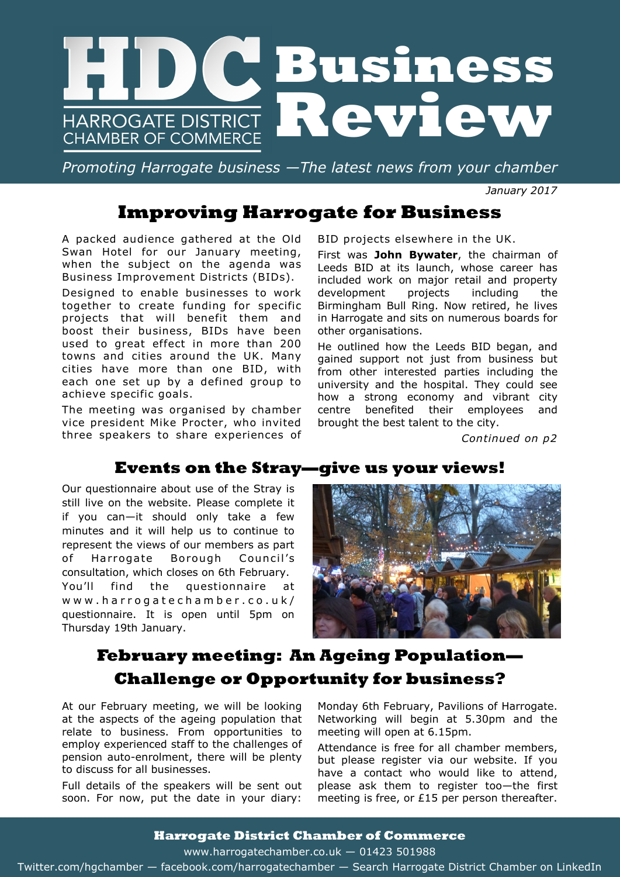# HDC Business Review

HARROGATE DISTRICT CHAMBER OF COMMERCE

*Promoting Harrogate business —The latest news from your chamber*

*January 2017*

## Improving Harrogate for Business

A packed audience gathered at the Old Swan Hotel for our January meeting, when the subject on the agenda was Business Improvement Districts (BIDs).

Designed to enable businesses to work together to create funding for specific projects that will benefit them and boost their business, BIDs have been used to great effect in more than 200 towns and cities around the UK. Many cities have more than one BID, with each one set up by a defined group to achieve specific goals.

The meeting was organised by chamber vice president Mike Procter, who invited three speakers to share experiences of BID projects elsewhere in the UK.

First was **John Bywater**, the chairman of Leeds BID at its launch, whose career has included work on major retail and property development projects including the Birmingham Bull Ring. Now retired, he lives in Harrogate and sits on numerous boards for other organisations.

He outlined how the Leeds BID began, and gained support not just from business but from other interested parties including the university and the hospital. They could see how a strong economy and vibrant city centre benefited their employees and brought the best talent to the city.

*Continued on p2*

## Events on the Stray—give us your views!

Our questionnaire about use of the Stray is still live on the website. Please complete it if you can—it should only take a few minutes and it will help us to continue to represent the views of our members as part of Harrogate Borough Council's consultation, which closes on 6th February.

You'll find the questionnaire at www.harrogatechamber.co.uk/questionnaire. It is open until 5pm on Thursday 19th January.

## February meeting: An Ageing Population—Challenge or Opportunity for business?

At our February meeting, we will be looking at the aspects of the ageing population that relate to business. From opportunities to employ experienced staff to the challenges of pension auto-enrolment, there will be plenty to discuss for all businesses.

Full details of the speakers will be sent out soon. For now, put the date in your diary: Monday 6th February, Pavilions of Harrogate. Networking will begin at 5.30pm and the meeting will open at 6.15pm.

Attendance is free for all chamber members, but please register via our website. If you have a contact who would like to attend, please ask them to register too—the first meeting is free, or £15 per person thereafter.

**Harrogate District Chamber of Commerce**

www.harrogatechamber.co.uk — 01423 501988

Twitter.com/hgchamber — facebook.com/harrogatechamber — Search Harrogate District Chamber on LinkedIn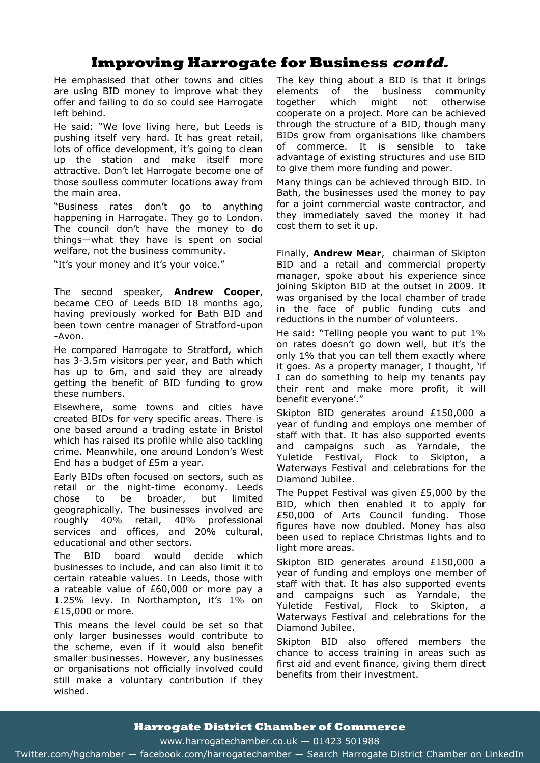# Improving Harrogate for Business *contd.*

He emphasised that other towns and cities are using BID money to improve what they offer and failing to do so could see Harrogate left behind.

He said: "We love living here, but Leeds is pushing itself very hard. It has great retail, lots of office development, it's going to clean up the station and make itself more attractive. Don't let Harrogate become one of those soulless commuter locations away from the main area.

"Business rates don't go to anything happening in Harrogate. They go to London. The council don't have the money to do things—what they have is spent on social welfare, not the business community.

"It's your money and it's your voice."

The second speaker, **Andrew Cooper**, became CEO of Leeds BID 18 months ago, having previously worked for Bath BID and been town centre manager of Stratford-upon-Avon.

He compared Harrogate to Stratford, which has 3-3.5m visitors per year, and Bath which has up to 6m, and said they are already getting the benefit of BID funding to grow these numbers.

Elsewhere, some towns and cities have created BIDs for very specific areas. There is one based around a trading estate in Bristol which has raised its profile while also tackling crime. Meanwhile, one around London's West End has a budget of £5m a year.

Early BIDs often focused on sectors, such as retail or the night-time economy. Leeds chose to be broader, but limited geographically. The businesses involved are roughly 40% retail, 40% professional services and offices, and 20% cultural, educational and other sectors.

The BID board would decide which businesses to include, and can also limit it to certain rateable values. In Leeds, those with a rateable value of £60,000 or more pay a 1.25% levy. In Northampton, it's 1% on £15,000 or more.

This means the level could be set so that only larger businesses would contribute to the scheme, even if it would also benefit smaller businesses. However, any businesses or organisations not officially involved could still make a voluntary contribution if they wished.

The key thing about a BID is that it brings elements of the business community together which might not otherwise cooperate on a project. More can be achieved through the structure of a BID, though many BIDs grow from organisations like chambers of commerce. It is sensible to take advantage of existing structures and use BID to give them more funding and power.

Many things can be achieved through BID. In Bath, the businesses used the money to pay for a joint commercial waste contractor, and they immediately saved the money it had cost them to set it up.

Finally, **Andrew Mear**, chairman of Skipton BID and a retail and commercial property manager, spoke about his experience since joining Skipton BID at the outset in 2009. It was organised by the local chamber of trade in the face of public funding cuts and reductions in the number of volunteers.

He said: "Telling people you want to put 1% on rates doesn't go down well, but it's the only 1% that you can tell them exactly where it goes. As a property manager, I thought, 'if I can do something to help my tenants pay their rent and make more profit, it will benefit everyone'."

Skipton BID generates around £150,000 a year of funding and employs one member of staff with that. It has also supported events and campaigns such as Yarndale, the Yuletide Festival, Flock to Skipton, a Waterways Festival and celebrations for the Diamond Jubilee.

The Puppet Festival was given £5,000 by the BID, which then enabled it to apply for £50,000 of Arts Council funding. Those figures have now doubled. Money has also been used to replace Christmas lights and to light more areas.

Skipton BID generates around £150,000 a year of funding and employs one member of staff with that. It has also supported events and campaigns such as Yarndale, the Yuletide Festival, Flock to Skipton, a Waterways Festival and celebrations for the Diamond Jubilee.

Skipton BID also offered members the chance to access training in areas such as first aid and event finance, giving them direct benefits from their investment.

**Harrogate District Chamber of Commerce**

www.harrogatechamber.co.uk — 01423 501988

Twitter.com/hgchamber — facebook.com/harrogatechamber — Search Harrogate District Chamber on LinkedIn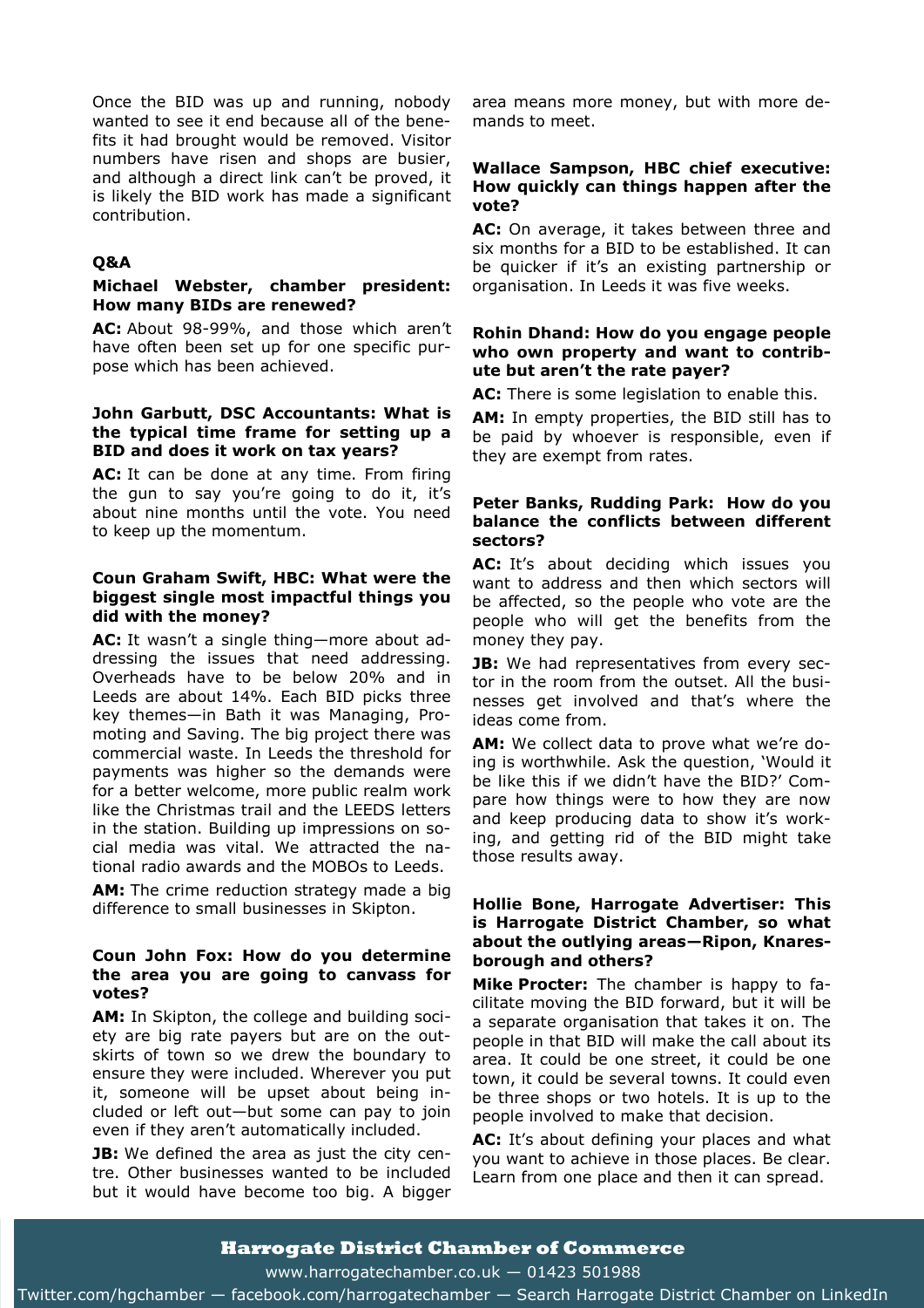Once the BID was up and running, nobody wanted to see it end because all of the benefits it had brought would be removed. Visitor numbers have risen and shops are busier, and although a direct link can't be proved, it is likely the BID work has made a significant contribution.

### Q&A

**Michael Webster, chamber president: How many BIDs are renewed?**

**AC:** About 98-99%, and those which aren't have often been set up for one specific purpose which has been achieved.

**John Garbutt, DSC Accountants: What is the typical time frame for setting up a BID and does it work on tax years?**

**AC:** It can be done at any time. From firing the gun to say you're going to do it, it's about nine months until the vote. You need to keep up the momentum.

**Coun Graham Swift, HBC: What were the biggest single most impactful things you did with the money?**

**AC:** It wasn't a single thing—more about addressing the issues that need addressing. Overheads have to be below 20% and in Leeds are about 14%. Each BID picks three key themes—in Bath it was Managing, Promoting and Saving. The big project there was commercial waste. In Leeds the threshold for payments was higher so the demands were for a better welcome, more public realm work like the Christmas trail and the LEEDS letters in the station. Building up impressions on social media was vital. We attracted the national radio awards and the MOBOs to Leeds.

**AM:** The crime reduction strategy made a big difference to small businesses in Skipton.

**Coun John Fox: How do you determine the area you are going to canvass for votes?**

**AM:** In Skipton, the college and building society are big rate payers but are on the outskirts of town so we drew the boundary to ensure they were included. Wherever you put it, someone will be upset about being included or left out—but some can pay to join even if they aren't automatically included.

**JB:** We defined the area as just the city centre. Other businesses wanted to be included but it would have become too big. A bigger area means more money, but with more demands to meet.

**Wallace Sampson, HBC chief executive: How quickly can things happen after the vote?**

**AC:** On average, it takes between three and six months for a BID to be established. It can be quicker if it's an existing partnership or organisation. In Leeds it was five weeks.

**Rohin Dhand: How do you engage people who own property and want to contribute but aren't the rate payer?**

**AC:** There is some legislation to enable this.

**AM:** In empty properties, the BID still has to be paid by whoever is responsible, even if they are exempt from rates.

**Peter Banks, Rudding Park: How do you balance the conflicts between different sectors?**

**AC:** It's about deciding which issues you want to address and then which sectors will be affected, so the people who vote are the people who will get the benefits from the money they pay.

**JB:** We had representatives from every sector in the room from the outset. All the businesses get involved and that's where the ideas come from.

**AM:** We collect data to prove what we're doing is worthwhile. Ask the question, 'Would it be like this if we didn't have the BID?' Compare how things were to how they are now and keep producing data to show it's working, and getting rid of the BID might take those results away.

**Hollie Bone, Harrogate Advertiser: This is Harrogate District Chamber, so what about the outlying areas—Ripon, Knaresborough and others?**

**Mike Procter:** The chamber is happy to facilitate moving the BID forward, but it will be a separate organisation that takes it on. The people in that BID will make the call about its area. It could be one street, it could be one town, it could be several towns. It could even be three shops or two hotels. It is up to the people involved to make that decision.

**AC:** It's about defining your places and what you want to achieve in those places. Be clear. Learn from one place and then it can spread.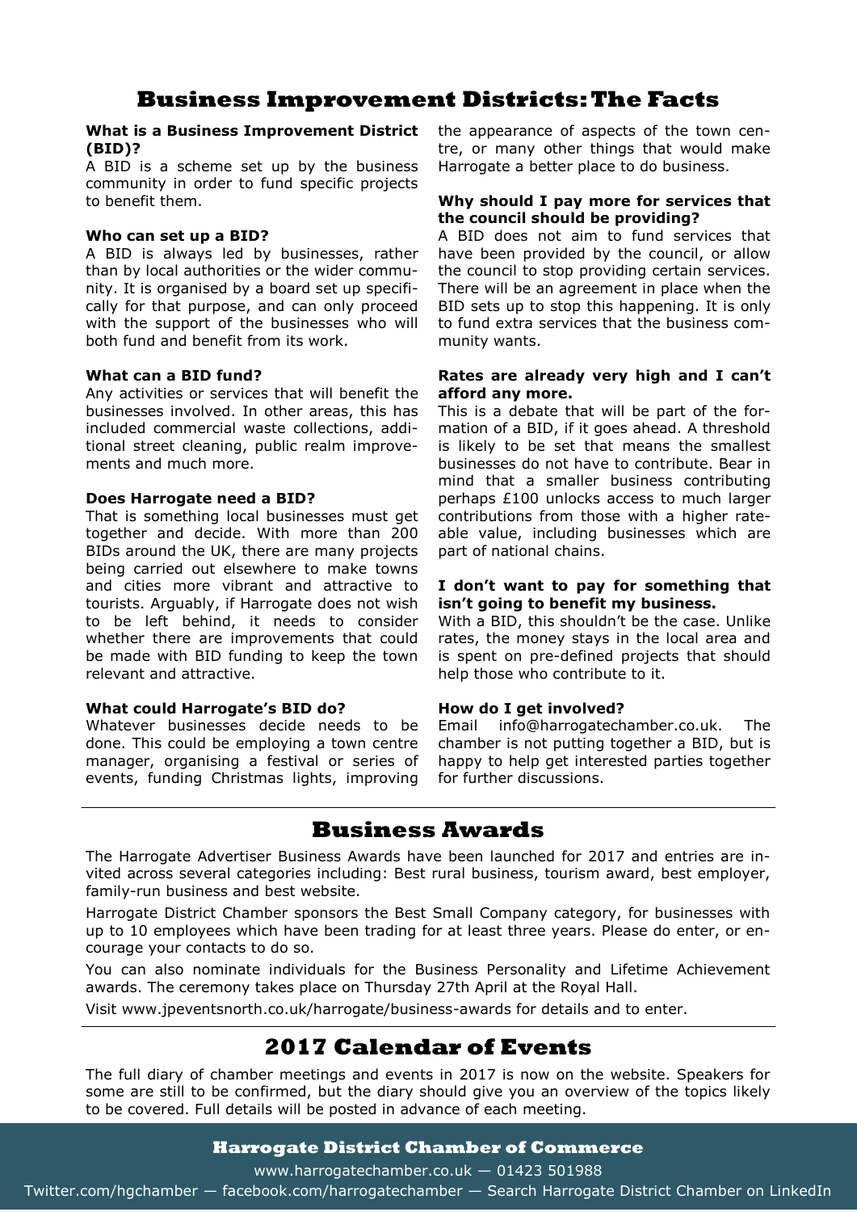# Business Improvement Districts: The Facts

**What is a Business Improvement District (BID)?**

A BID is a scheme set up by the business community in order to fund specific projects to benefit them.

**Who can set up a BID?**

A BID is always led by businesses, rather than by local authorities or the wider community. It is organised by a board set up specifically for that purpose, and can only proceed with the support of the businesses who will both fund and benefit from its work.

**What can a BID fund?**

Any activities or services that will benefit the businesses involved. In other areas, this has included commercial waste collections, additional street cleaning, public realm improvements and much more.

**Does Harrogate need a BID?**

That is something local businesses must get together and decide. With more than 200 BIDs around the UK, there are many projects being carried out elsewhere to make towns and cities more vibrant and attractive to tourists. Arguably, if Harrogate does not wish to be left behind, it needs to consider whether there are improvements that could be made with BID funding to keep the town relevant and attractive.

**What could Harrogate's BID do?**

Whatever businesses decide needs to be done. This could be employing a town centre manager, organising a festival or series of events, funding Christmas lights, improving the appearance of aspects of the town centre, or many other things that would make Harrogate a better place to do business.

**Why should I pay more for services that the council should be providing?**

A BID does not aim to fund services that have been provided by the council, or allow the council to stop providing certain services. There will be an agreement in place when the BID sets up to stop this happening. It is only to fund extra services that the business community wants.

**Rates are already very high and I can't afford any more.**

This is a debate that will be part of the formation of a BID, if it goes ahead. A threshold is likely to be set that means the smallest businesses do not have to contribute. Bear in mind that a smaller business contributing perhaps £100 unlocks access to much larger contributions from those with a higher rateable value, including businesses which are part of national chains.

**I don't want to pay for something that isn't going to benefit my business.**

With a BID, this shouldn't be the case. Unlike rates, the money stays in the local area and is spent on pre-defined projects that should help those who contribute to it.

**How do I get involved?**

Email info@harrogatechamber.co.uk. The chamber is not putting together a BID, but is happy to help get interested parties together for further discussions.

# Business Awards

The Harrogate Advertiser Business Awards have been launched for 2017 and entries are invited across several categories including: Best rural business, tourism award, best employer, family-run business and best website.

Harrogate District Chamber sponsors the Best Small Company category, for businesses with up to 10 employees which have been trading for at least three years. Please do enter, or encourage your contacts to do so.

You can also nominate individuals for the Business Personality and Lifetime Achievement awards. The ceremony takes place on Thursday 27th April at the Royal Hall.

Visit www.jpeventsnorth.co.uk/harrogate/business-awards for details and to enter.

# 2017 Calendar of Events

The full diary of chamber meetings and events in 2017 is now on the website. Speakers for some are still to be confirmed, but the diary should give you an overview of the topics likely to be covered. Full details will be posted in advance of each meeting.

**Harrogate District Chamber of Commerce**

www.harrogatechamber.co.uk — 01423 501988

Twitter.com/hgchamber — facebook.com/harrogatechamber — Search Harrogate District Chamber on LinkedIn